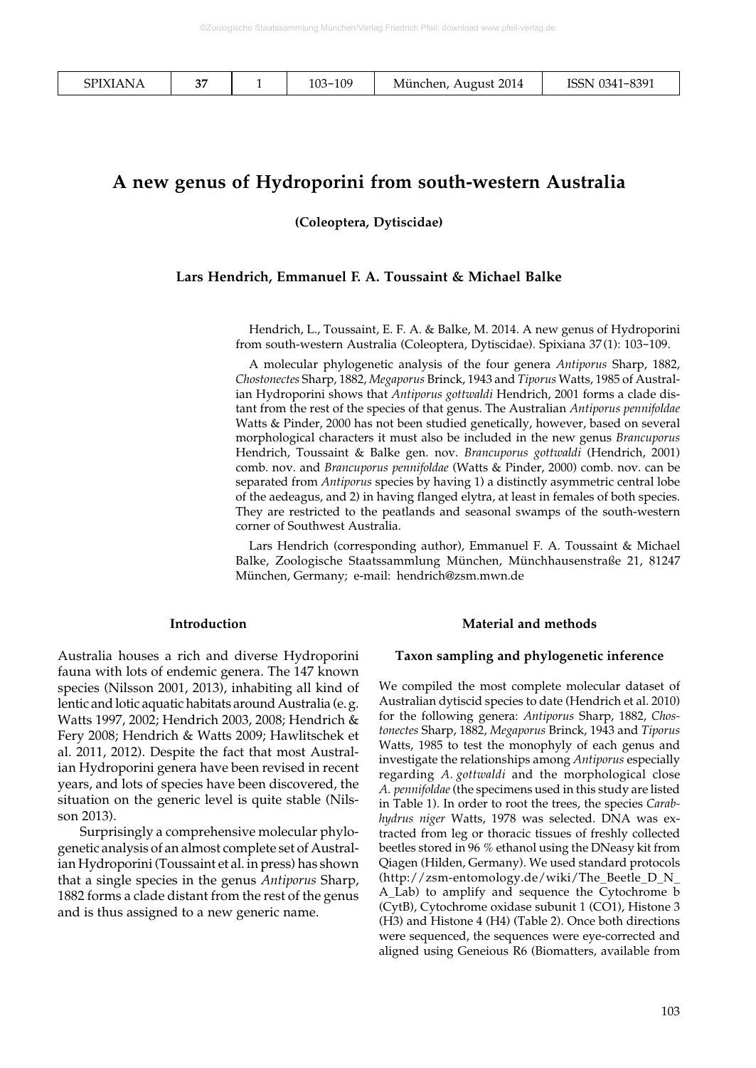# A new genus of Hydroporini from south-western Australia

**(Coleoptera, Dytiscidae)**

**Lars Hendrich, Emmanuel F. A. Toussaint & Michael Balke**

Hendrich, L., Toussaint, E. F. A. & Balke, M. 2014. A new genus of Hydroporini from south-western Australia (Coleoptera, Dytiscidae). Spixiana 37(1): 103–109.

A molecular phylogenetic analysis of the four genera *Antiporus* Sharp, 1882, *Chostonectes* Sharp, 1882, *Megaporus* Brinck, 1943 and *Tiporus* Watts, 1985 of Australian Hydroporini shows that *Antiporus gottwaldi* Hendrich, 2001 forms a clade distant from the rest of the species of that genus. The Australian *Antiporus pennifoldae* Watts & Pinder, 2000 has not been studied genetically, however, based on several morphological characters it must also be included in the new genus *Brancuporus* Hendrich, Toussaint & Balke gen. nov. *Brancuporus gottwaldi* (Hendrich, 2001) comb. nov. and *Brancuporus pennifoldae* (Watts & Pinder, 2000) comb. nov. can be separated from *Antiporus* species by having 1) a distinctly asymmetric central lobe of the aedeagus, and 2) in having flanged elytra, at least in females of both species. They are restricted to the peatlands and seasonal swamps of the south-western corner of Southwest Australia.

Lars Hendrich (corresponding author), Emmanuel F. A. Toussaint & Michael Balke, Zoologische Staatssammlung München, Münchhausenstraße 21, 81247 München, Germany; e-mail: hendrich@zsm.mwn.de

## Introduction

Australia houses a rich and diverse Hydroporini fauna with lots of endemic genera. The 147 known species (Nilsson 2001, 2013), inhabiting all kind of lentic and lotic aquatic habitats around Australia (e. g. Watts 1997, 2002; Hendrich 2003, 2008; Hendrich & Fery 2008; Hendrich & Watts 2009; Hawlitschek et al. 2011, 2012). Despite the fact that most Australian Hydroporini genera have been revised in recent years, and lots of species have been discovered, the situation on the generic level is quite stable (Nilsson 2013).

Surprisingly a comprehensive molecular phylogenetic analysis of an almost complete set of Australian Hydroporini (Toussaint et al. in press) has shown that a single species in the genus *Antiporus* Sharp, 1882 forms a clade distant from the rest of the genus and is thus assigned to a new generic name.

## Material and methods

### Taxon sampling and phylogenetic inference

We compiled the most complete molecular dataset of Australian dytiscid species to date (Hendrich et al. 2010) for the following genera: *Antiporus* Sharp, 1882, *Chostonectes* Sharp, 1882, *Megaporus* Brinck, 1943 and *Tiporus* Watts, 1985 to test the monophyly of each genus and investigate the relationships among *Antiporus* especially regarding *A. gottwaldi* and the morphological close *A. pennifoldae* (the specimens used in this study are listed in Table 1). In order to root the trees, the species *Carabhydrus niger* Watts, 1978 was selected. DNA was extracted from leg or thoracic tissues of freshly collected beetles stored in 96 % ethanol using the DNeasy kit from Qiagen (Hilden, Germany). We used standard protocols (http://zsm-entomology.de/wiki/The_Beetle_D_N_A_Lab) to amplify and sequence the Cytochrome b (CytB), Cytochrome oxidase subunit 1 (CO1), Histone 3 (H3) and Histone 4 (H4) (Table 2). Once both directions were sequenced, the sequences were eye-corrected and aligned using Geneious R6 (Biomatters, available from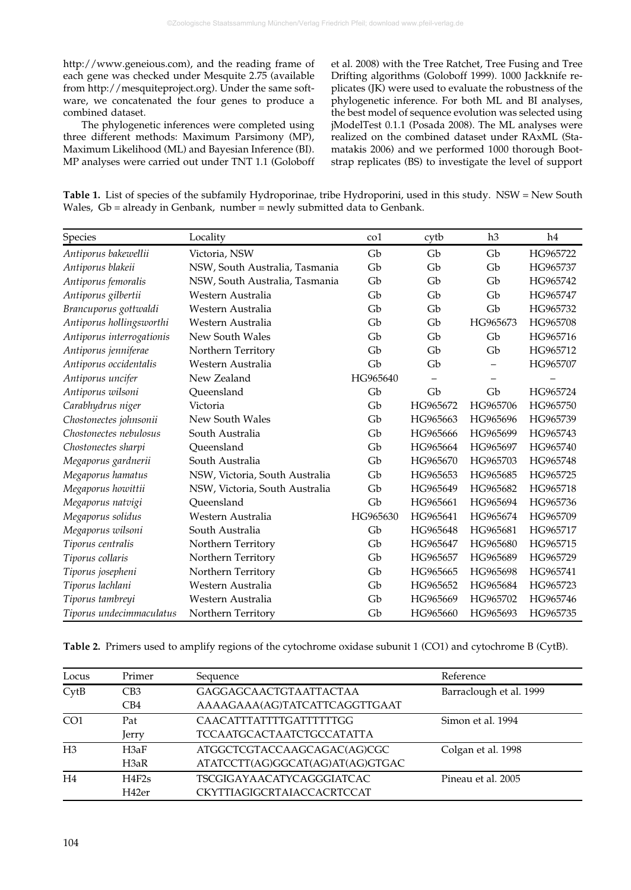http://www.geneious.com), and the reading frame of each gene was checked under Mesquite 2.75 (available from http://mesquiteproject.org). Under the same software, we concatenated the four genes to produce a combined dataset.

The phylogenetic inferences were completed using three different methods: Maximum Parsimony (MP), Maximum Likelihood (ML) and Bayesian Inference (BI). MP analyses were carried out under TNT 1.1 (Goloboff et al. 2008) with the Tree Ratchet, Tree Fusing and Tree Drifting algorithms (Goloboff 1999). 1000 Jackknife replicates (JK) were used to evaluate the robustness of the phylogenetic inference. For both ML and BI analyses, the best model of sequence evolution was selected using jModelTest 0.1.1 (Posada 2008). The ML analyses were realized on the combined dataset under RAxML (Stamatakis 2006) and we performed 1000 thorough Bootstrap replicates (BS) to investigate the level of support

**Table 1.** List of species of the subfamily Hydroporinae, tribe Hydroporini, used in this study. NSW = New South Wales, Gb = already in Genbank, number = newly submitted data to Genbank.

| Species | Locality | co1 | cytb | h3 | h4 |
|---|---|---|---|---|---|
| *Antiporus bakewellii* | Victoria, NSW | Gb | Gb | Gb | HG965722 |
| *Antiporus blakeii* | NSW, South Australia, Tasmania | Gb | Gb | Gb | HG965737 |
| *Antiporus femoralis* | NSW, South Australia, Tasmania | Gb | Gb | Gb | HG965742 |
| *Antiporus gilbertii* | Western Australia | Gb | Gb | Gb | HG965747 |
| *Brancuporus gottwaldi* | Western Australia | Gb | Gb | Gb | HG965732 |
| *Antiporus hollingsworthi* | Western Australia | Gb | Gb | HG965673 | HG965708 |
| *Antiporus interrogationis* | New South Wales | Gb | Gb | Gb | HG965716 |
| *Antiporus jenniferae* | Northern Territory | Gb | Gb | Gb | HG965712 |
| *Antiporus occidentalis* | Western Australia | Gb | Gb | – | HG965707 |
| *Antiporus uncifer* | New Zealand | HG965640 | – | – | – |
| *Antiporus wilsoni* | Queensland | Gb | Gb | Gb | HG965724 |
| *Carabhydrus niger* | Victoria | Gb | HG965672 | HG965706 | HG965750 |
| *Chostonectes johnsonii* | New South Wales | Gb | HG965663 | HG965696 | HG965739 |
| *Chostonectes nebulosus* | South Australia | Gb | HG965666 | HG965699 | HG965743 |
| *Chostonectes sharpi* | Queensland | Gb | HG965664 | HG965697 | HG965740 |
| *Megaporus gardnerii* | South Australia | Gb | HG965670 | HG965703 | HG965748 |
| *Megaporus hamatus* | NSW, Victoria, South Australia | Gb | HG965653 | HG965685 | HG965725 |
| *Megaporus howittii* | NSW, Victoria, South Australia | Gb | HG965649 | HG965682 | HG965718 |
| *Megaporus natvigi* | Queensland | Gb | HG965661 | HG965694 | HG965736 |
| *Megaporus solidus* | Western Australia | HG965630 | HG965641 | HG965674 | HG965709 |
| *Megaporus wilsoni* | South Australia | Gb | HG965648 | HG965681 | HG965717 |
| *Tiporus centralis* | Northern Territory | Gb | HG965647 | HG965680 | HG965715 |
| *Tiporus collaris* | Northern Territory | Gb | HG965657 | HG965689 | HG965729 |
| *Tiporus josepheni* | Northern Territory | Gb | HG965665 | HG965698 | HG965741 |
| *Tiporus lachlani* | Western Australia | Gb | HG965652 | HG965684 | HG965723 |
| *Tiporus tambreyi* | Western Australia | Gb | HG965669 | HG965702 | HG965746 |
| *Tiporus undecimmaculatus* | Northern Territory | Gb | HG965660 | HG965693 | HG965735 |

**Table 2.** Primers used to amplify regions of the cytochrome oxidase subunit 1 (CO1) and cytochrome B (CytB).

| Locus | Primer | Sequence | Reference |
|---|---|---|---|
| CytB | CB3 | GAGGAGCAACTGTAATTACTAA | Barraclough et al. 1999 |
| | CB4 | AAAAGAAA(AG)TATCATTCAGGTTGAAT | |
| CO1 | Pat | CAACATTTATTTTGATTTTTTGG | Simon et al. 1994 |
| | Jerry | TCCAATGCACTAATCTGCCATATTA | |
| H3 | H3aF | ATGGCTCGTACCAAGCAGAC(AG)CGC | Colgan et al. 1998 |
| | H3aR | ATATCCTT(AG)GGCAT(AG)AT(AG)GTGAC | |
| H4 | H4F2s | TSCGIGAYAACATYCAGGGIATCAC | Pineau et al. 2005 |
| | H42er | CKYTTIAGIGCRTAIACCACRTCCAT | |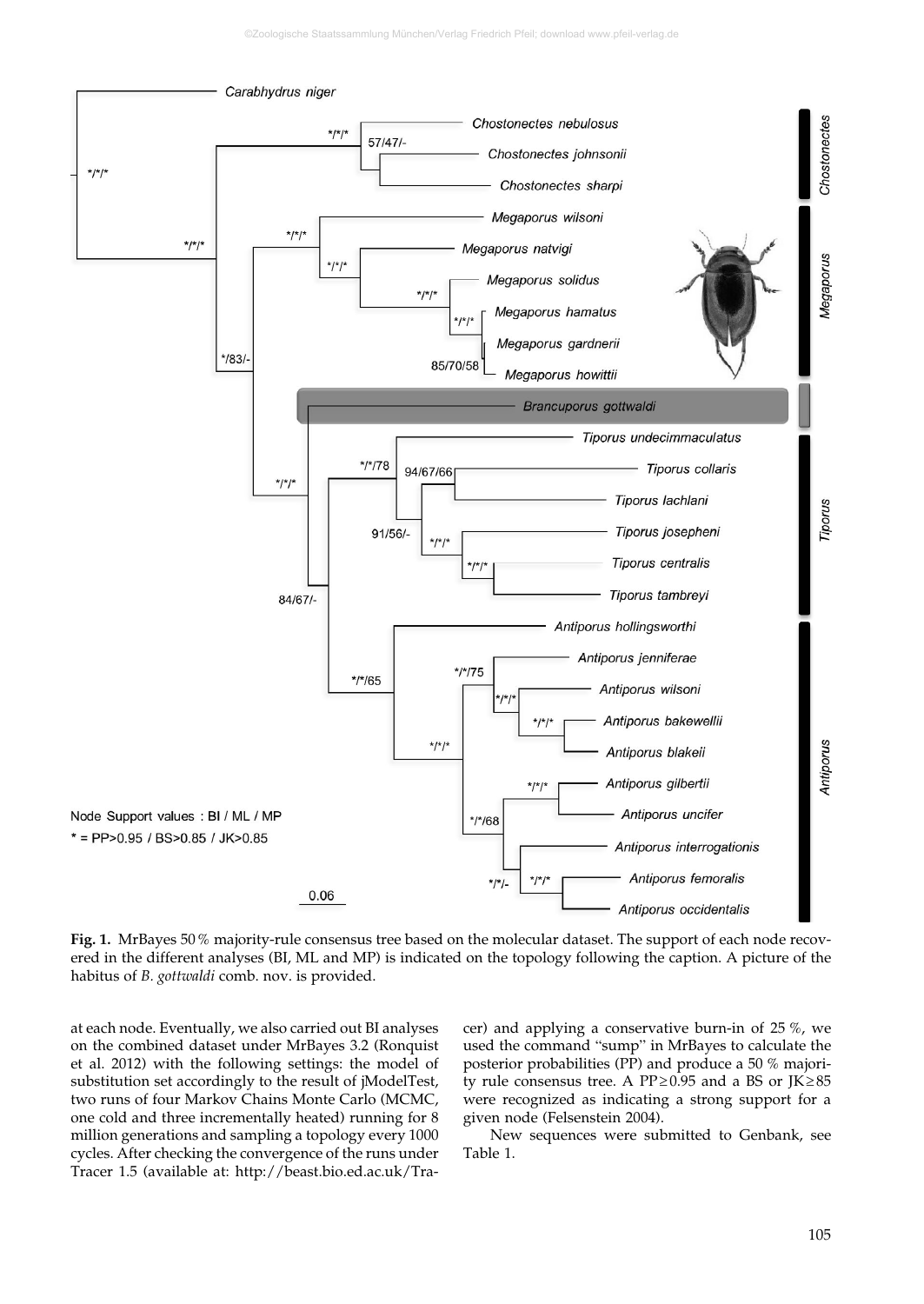**Fig. 1.** MrBayes 50 % majority-rule consensus tree based on the molecular dataset. The support of each node recovered in the different analyses (BI, ML and MP) is indicated on the topology following the caption. A picture of the habitus of *B. gottwaldi* comb. nov. is provided.

at each node. Eventually, we also carried out BI analyses on the combined dataset under MrBayes 3.2 (Ronquist et al. 2012) with the following settings: the model of substitution set accordingly to the result of jModelTest, two runs of four Markov Chains Monte Carlo (MCMC, one cold and three incrementally heated) running for 8 million generations and sampling a topology every 1000 cycles. After checking the convergence of the runs under Tracer 1.5 (available at: http://beast.bio.ed.ac.uk/Tracer) and applying a conservative burn-in of 25 %, we used the command "sump" in MrBayes to calculate the posterior probabilities (PP) and produce a 50 % majority rule consensus tree. A PP $\geq$ 0.95 and a BS or JK $\geq$ 85 were recognized as indicating a strong support for a given node (Felsenstein 2004).

New sequences were submitted to Genbank, see Table 1.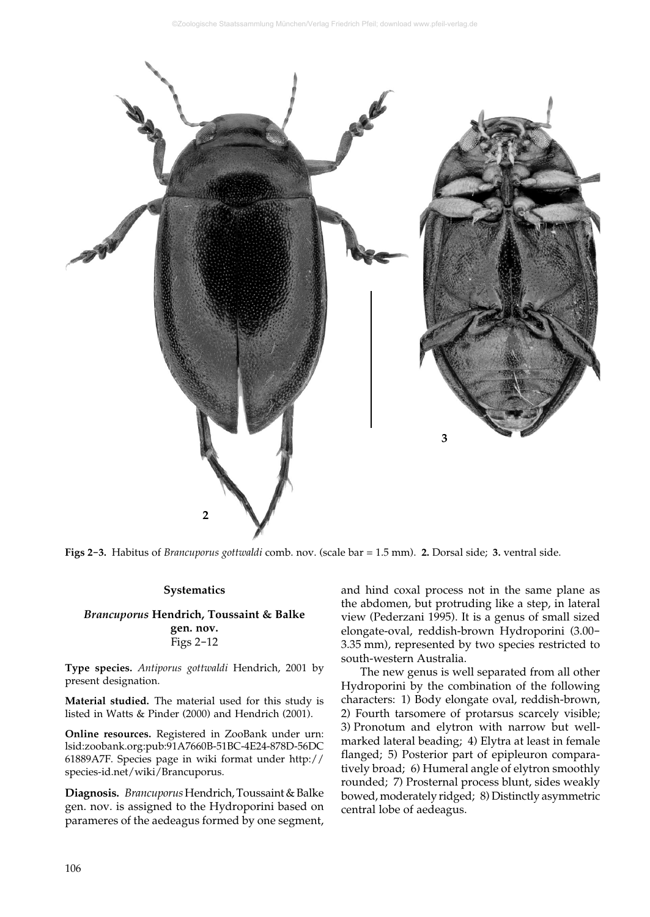Figs 2-3. Habitus of *Brancuporus gottwaldi* comb. nov. (scale bar = 1.5 mm). **2.** Dorsal side; **3.** ventral side.

## Systematics

### *Brancuporus* Hendrich, Toussaint & Balke gen. nov.

Figs 2-12

**Type species.** *Antiporus gottwaldi* Hendrich, 2001 by present designation.

**Material studied.** The material used for this study is listed in Watts & Pinder (2000) and Hendrich (2001).

**Online resources.** Registered in ZooBank under urn: lsid:zoobank.org:pub:91A7660B-51BC-4E24-878D-56DC61889A7F. Species page in wiki format under http://species-id.net/wiki/Brancuporus.

**Diagnosis.** *Brancuporus* Hendrich, Toussaint & Balke gen. nov. is assigned to the Hydroporini based on parameres of the aedeagus formed by one segment, and hind coxal process not in the same plane as the abdomen, but protruding like a step, in lateral view (Pederzani 1995). It is a genus of small sized elongate-oval, reddish-brown Hydroporini (3.00-3.35 mm), represented by two species restricted to south-western Australia.

The new genus is well separated from all other Hydroporini by the combination of the following characters: 1) Body elongate oval, reddish-brown, 2) Fourth tarsomere of protarsus scarcely visible; 3) Pronotum and elytron with narrow but well-marked lateral beading; 4) Elytra at least in female flanged; 5) Posterior part of epipleuron comparatively broad; 6) Humeral angle of elytron smoothly rounded; 7) Prosternal process blunt, sides weakly bowed, moderately ridged; 8) Distinctly asymmetric central lobe of aedeagus.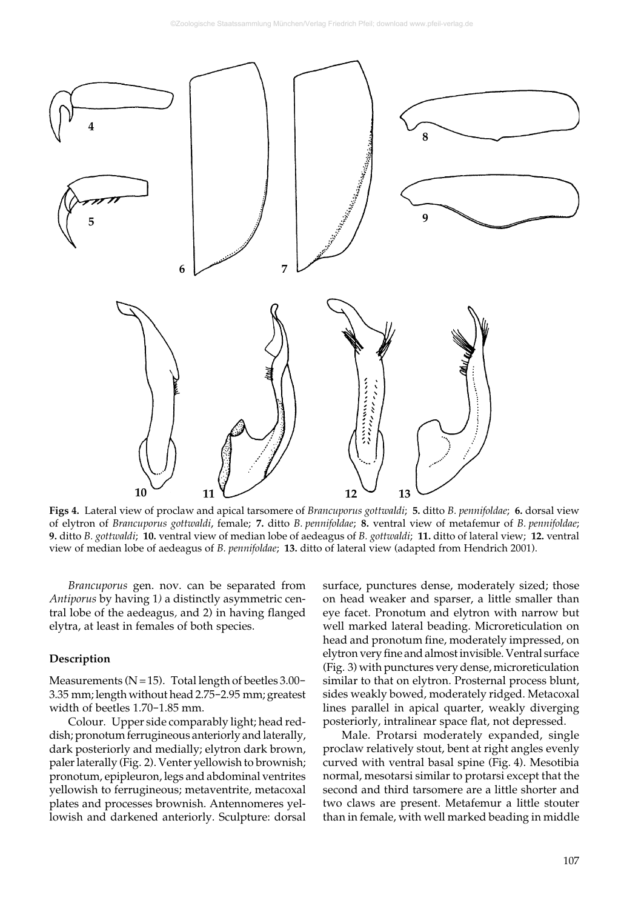**Figs 4.** Lateral view of proclaw and apical tarsomere of *Brancuporus gottwaldi*; **5.** ditto *B. pennifoldae*; **6.** dorsal view of elytron of *Brancuporus gottwaldi*, female; **7.** ditto *B. pennifoldae*; **8.** ventral view of metafemur of *B. pennifoldae*; **9.** ditto *B. gottwaldi*; **10.** ventral view of median lobe of aedeagus of *B. gottwaldi*; **11.** ditto of lateral view; **12.** ventral view of median lobe of aedeagus of *B. pennifoldae*; **13.** ditto of lateral view (adapted from Hendrich 2001).

*Brancuporus* gen. nov. can be separated from *Antiporus* by having 1) a distinctly asymmetric central lobe of the aedeagus, and 2) in having flanged elytra, at least in females of both species.

### Description

Measurements (N = 15). Total length of beetles 3.00–3.35 mm; length without head 2.75–2.95 mm; greatest width of beetles 1.70–1.85 mm.

Colour. Upper side comparably light; head reddish; pronotum ferrugineous anteriorly and laterally, dark posteriorly and medially; elytron dark brown, paler laterally (Fig. 2). Venter yellowish to brownish; pronotum, epipleuron, legs and abdominal ventrites yellowish to ferrugineous; metaventrite, metacoxal plates and processes brownish. Antennomeres yellowish and darkened anteriorly. Sculpture: dorsal surface, punctures dense, moderately sized; those on head weaker and sparser, a little smaller than eye facet. Pronotum and elytron with narrow but well marked lateral beading. Microreticulation on head and pronotum fine, moderately impressed, on elytron very fine and almost invisible. Ventral surface (Fig. 3) with punctures very dense, microreticulation similar to that on elytron. Prosternal process blunt, sides weakly bowed, moderately ridged. Metacoxal lines parallel in apical quarter, weakly diverging posteriorly, intralinear space flat, not depressed.

Male. Protarsi moderately expanded, single proclaw relatively stout, bent at right angles evenly curved with ventral basal spine (Fig. 4). Mesotibia normal, mesotarsi similar to protarsi except that the second and third tarsomere are a little shorter and two claws are present. Metafemur a little stouter than in female, with well marked beading in middle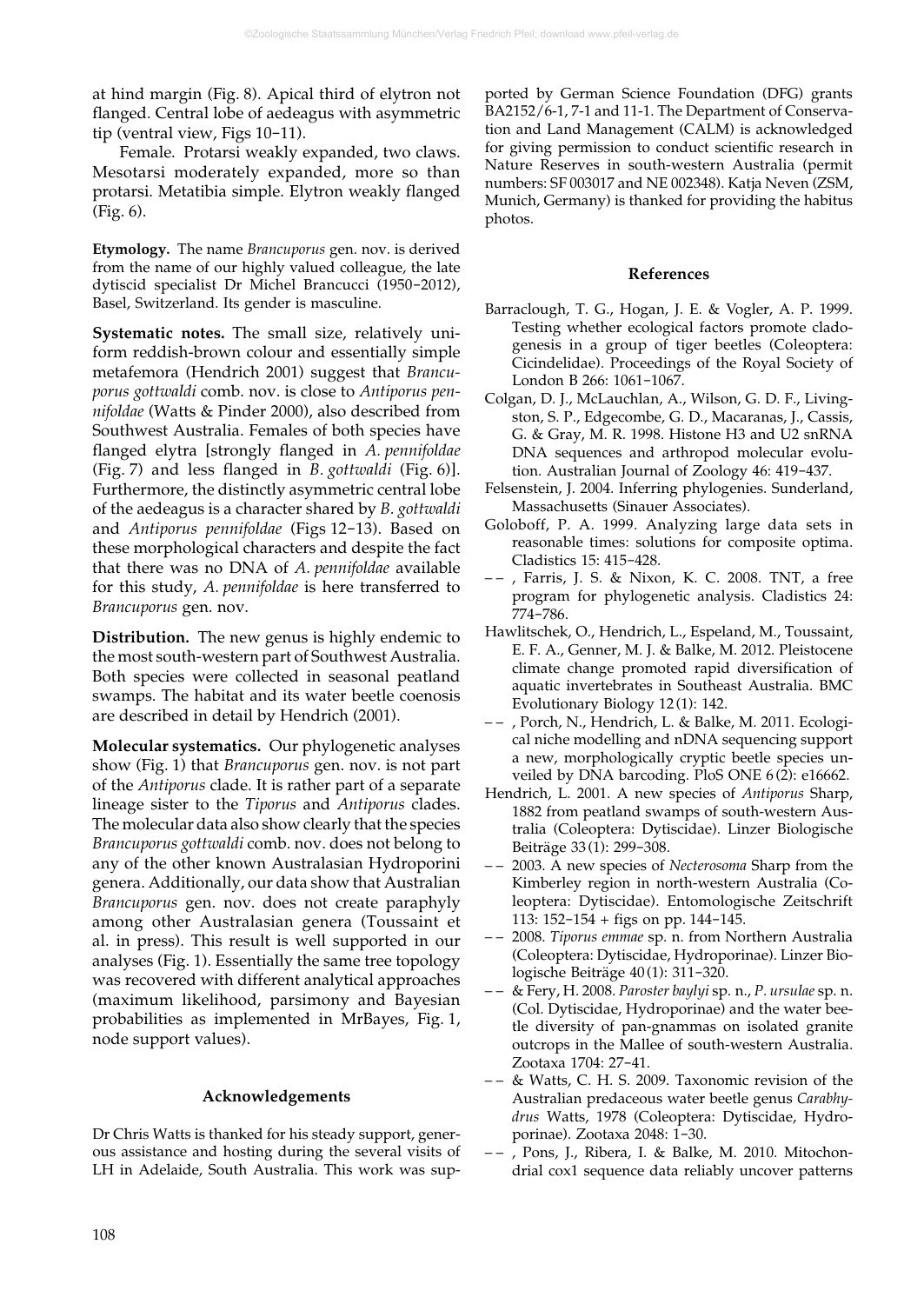at hind margin (Fig. 8). Apical third of elytron not flanged. Central lobe of aedeagus with asymmetric tip (ventral view, Figs 10–11).

Female. Protarsi weakly expanded, two claws. Mesotarsi moderately expanded, more so than protarsi. Metatibia simple. Elytron weakly flanged (Fig. 6).

**Etymology.** The name *Brancuporus* gen. nov. is derived from the name of our highly valued colleague, the late dytiscid specialist Dr Michel Brancucci (1950–2012), Basel, Switzerland. Its gender is masculine.

**Systematic notes.** The small size, relatively uniform reddish-brown colour and essentially simple metafemora (Hendrich 2001) suggest that *Brancuporus gottwaldi* comb. nov. is close to *Antiporus pennifoldae* (Watts & Pinder 2000), also described from Southwest Australia. Females of both species have flanged elytra [strongly flanged in *A. pennifoldae* (Fig. 7) and less flanged in *B. gottwaldi* (Fig. 6)]. Furthermore, the distinctly asymmetric central lobe of the aedeagus is a character shared by *B. gottwaldi* and *Antiporus pennifoldae* (Figs 12–13). Based on these morphological characters and despite the fact that there was no DNA of *A. pennifoldae* available for this study, *A. pennifoldae* is here transferred to *Brancuporus* gen. nov.

**Distribution.** The new genus is highly endemic to the most south-western part of Southwest Australia. Both species were collected in seasonal peatland swamps. The habitat and its water beetle coenosis are described in detail by Hendrich (2001).

**Molecular systematics.** Our phylogenetic analyses show (Fig. 1) that *Brancuporus* gen. nov. is not part of the *Antiporus* clade. It is rather part of a separate lineage sister to the *Tiporus* and *Antiporus* clades. The molecular data also show clearly that the species *Brancuporus gottwaldi* comb. nov. does not belong to any of the other known Australasian Hydroporini genera. Additionally, our data show that Australian *Brancuporus* gen. nov. does not create paraphyly among other Australasian genera (Toussaint et al. in press). This result is well supported in our analyses (Fig. 1). Essentially the same tree topology was recovered with different analytical approaches (maximum likelihood, parsimony and Bayesian probabilities as implemented in MrBayes, Fig. 1, node support values).

## Acknowledgements

Dr Chris Watts is thanked for his steady support, generous assistance and hosting during the several visits of LH in Adelaide, South Australia. This work was supported by German Science Foundation (DFG) grants BA2152/6-1, 7-1 and 11-1. The Department of Conservation and Land Management (CALM) is acknowledged for giving permission to conduct scientific research in Nature Reserves in south-western Australia (permit numbers: SF 003017 and NE 002348). Katja Neven (ZSM, Munich, Germany) is thanked for providing the habitus photos.

## References

Barraclough, T. G., Hogan, J. E. & Vogler, A. P. 1999. Testing whether ecological factors promote cladogenesis in a group of tiger beetles (Coleoptera: Cicindelidae). Proceedings of the Royal Society of London B 266: 1061–1067.

Colgan, D. J., McLauchlan, A., Wilson, G. D. F., Livingston, S. P., Edgecombe, G. D., Macaranas, J., Cassis, G. & Gray, M. R. 1998. Histone H3 and U2 snRNA DNA sequences and arthropod molecular evolution. Australian Journal of Zoology 46: 419–437.

Felsenstein, J. 2004. Inferring phylogenies. Sunderland, Massachusetts (Sinauer Associates).

Goloboff, P. A. 1999. Analyzing large data sets in reasonable times: solutions for composite optima. Cladistics 15: 415–428.

– – , Farris, J. S. & Nixon, K. C. 2008. TNT, a free program for phylogenetic analysis. Cladistics 24: 774–786.

Hawlitschek, O., Hendrich, L., Espeland, M., Toussaint, E. F. A., Genner, M. J. & Balke, M. 2012. Pleistocene climate change promoted rapid diversification of aquatic invertebrates in Southeast Australia. BMC Evolutionary Biology 12(1): 142.

– – , Porch, N., Hendrich, L. & Balke, M. 2011. Ecological niche modelling and nDNA sequencing support a new, morphologically cryptic beetle species unveiled by DNA barcoding. PloS ONE 6(2): e16662.

Hendrich, L. 2001. A new species of *Antiporus* Sharp, 1882 from peatland swamps of south-western Australia (Coleoptera: Dytiscidae). Linzer Biologische Beiträge 33(1): 299–308.

– – 2003. A new species of *Necterosoma* Sharp from the Kimberley region in north-western Australia (Coleoptera: Dytiscidae). Entomologische Zeitschrift 113: 152–154 + figs on pp. 144–145.

– – 2008. *Tiporus emmae* sp. n. from Northern Australia (Coleoptera: Dytiscidae, Hydroporinae). Linzer Biologische Beiträge 40(1): 311–320.

– – & Fery, H. 2008. *Paroster baylyi* sp. n., *P. ursulae* sp. n. (Col. Dytiscidae, Hydroporinae) and the water beetle diversity of pan-gnammas on isolated granite outcrops in the Mallee of south-western Australia. Zootaxa 1704: 27–41.

– – & Watts, C. H. S. 2009. Taxonomic revision of the Australian predaceous water beetle genus *Carabhydrus* Watts, 1978 (Coleoptera: Dytiscidae, Hydroporinae). Zootaxa 2048: 1–30.

– – , Pons, J., Ribera, I. & Balke, M. 2010. Mitochondrial cox1 sequence data reliably uncover patterns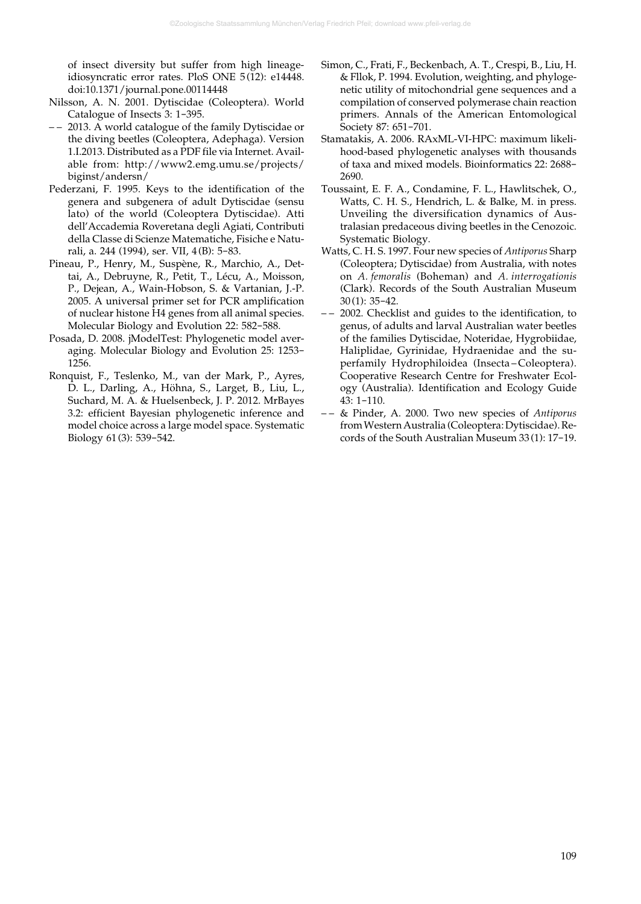of insect diversity but suffer from high lineage-idiosyncratic error rates. PloS ONE 5(12): e14448. doi:10.1371/journal.pone.00114448

Nilsson, A. N. 2001. Dytiscidae (Coleoptera). World Catalogue of Insects 3: 1–395.

–– 2013. A world catalogue of the family Dytiscidae or the diving beetles (Coleoptera, Adephaga). Version 1.I.2013. Distributed as a PDF file via Internet. Available from: http://www2.emg.umu.se/projects/biginst/andersn/

Pederzani, F. 1995. Keys to the identification of the genera and subgenera of adult Dytiscidae (sensu lato) of the world (Coleoptera Dytiscidae). Atti dell'Accademia Roveretana degli Agiati, Contributi della Classe di Scienze Matematiche, Fisiche e Naturali, a. 244 (1994), ser. VII, 4(B): 5–83.

Pineau, P., Henry, M., Suspène, R., Marchio, A., Dettai, A., Debruyne, R., Petit, T., Lécu, A., Moisson, P., Dejean, A., Wain-Hobson, S. & Vartanian, J.-P. 2005. A universal primer set for PCR amplification of nuclear histone H4 genes from all animal species. Molecular Biology and Evolution 22: 582–588.

Posada, D. 2008. jModelTest: Phylogenetic model averaging. Molecular Biology and Evolution 25: 1253–1256.

Ronquist, F., Teslenko, M., van der Mark, P., Ayres, D. L., Darling, A., Höhna, S., Larget, B., Liu, L., Suchard, M. A. & Huelsenbeck, J. P. 2012. MrBayes 3.2: efficient Bayesian phylogenetic inference and model choice across a large model space. Systematic Biology 61(3): 539–542.

Simon, C., Frati, F., Beckenbach, A. T., Crespi, B., Liu, H. & Fllok, P. 1994. Evolution, weighting, and phylogenetic utility of mitochondrial gene sequences and a compilation of conserved polymerase chain reaction primers. Annals of the American Entomological Society 87: 651–701.

Stamatakis, A. 2006. RAxML-VI-HPC: maximum likelihood-based phylogenetic analyses with thousands of taxa and mixed models. Bioinformatics 22: 2688–2690.

Toussaint, E. F. A., Condamine, F. L., Hawlitschek, O., Watts, C. H. S., Hendrich, L. & Balke, M. in press. Unveiling the diversification dynamics of Australasian predaceous diving beetles in the Cenozoic. Systematic Biology.

Watts, C. H. S. 1997. Four new species of *Antiporus* Sharp (Coleoptera; Dytiscidae) from Australia, with notes on *A. femoralis* (Boheman) and *A. interrogationis* (Clark). Records of the South Australian Museum 30(1): 35–42.

–– 2002. Checklist and guides to the identification, to genus, of adults and larval Australian water beetles of the families Dytiscidae, Noteridae, Hygrobiidae, Haliplidae, Gyrinidae, Hydraenidae and the superfamily Hydrophiloidea (Insecta–Coleoptera). Cooperative Research Centre for Freshwater Ecology (Australia). Identification and Ecology Guide 43: 1–110.

–– & Pinder, A. 2000. Two new species of *Antiporus* from Western Australia (Coleoptera: Dytiscidae). Records of the South Australian Museum 33(1): 17–19.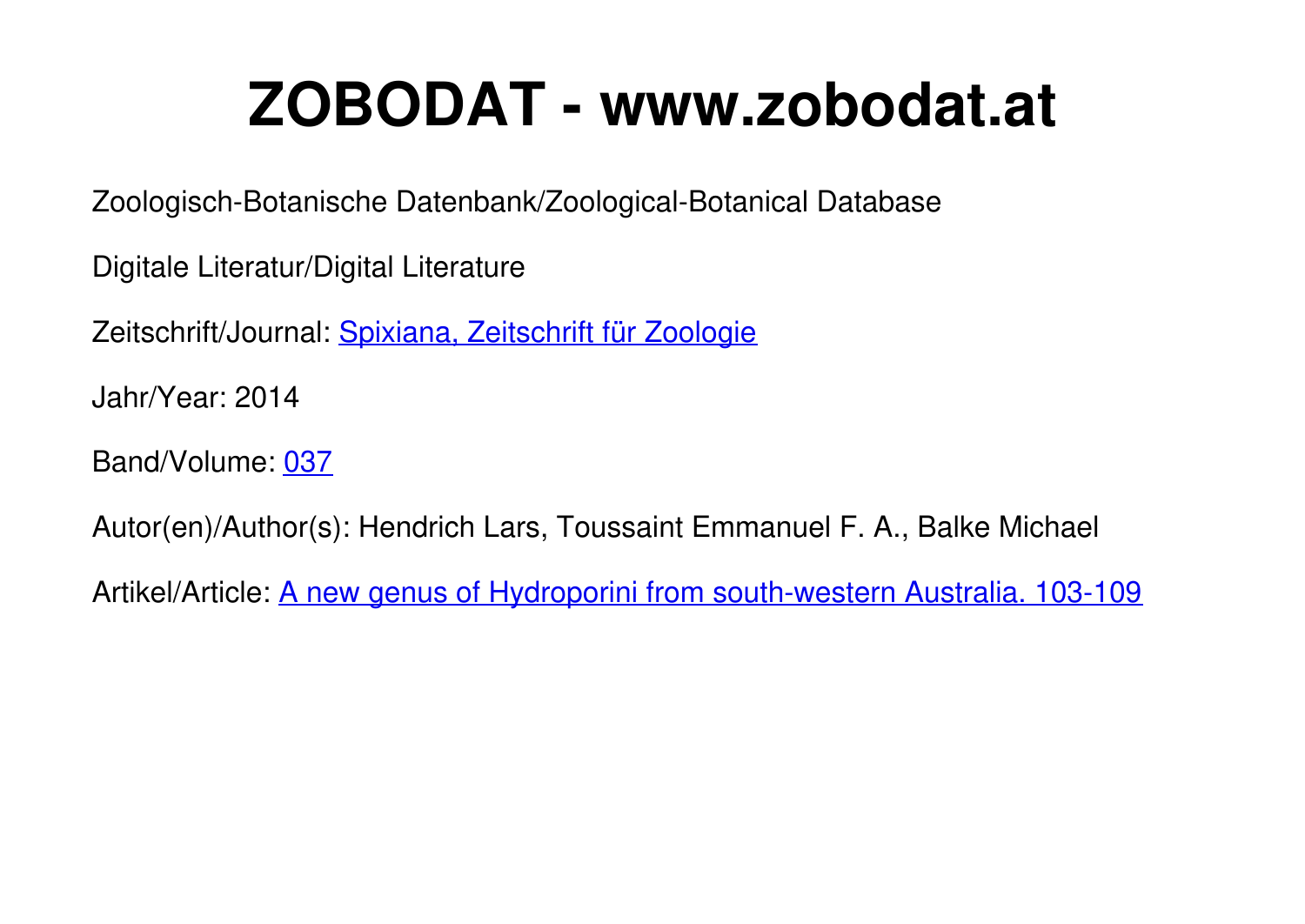# ZOBODAT - www.zobodat.at

Zoologisch-Botanische Datenbank/Zoological-Botanical Database

Digitale Literatur/Digital Literature

Zeitschrift/Journal: Spixiana, Zeitschrift für Zoologie

Jahr/Year: 2014

Band/Volume: 037

Autor(en)/Author(s): Hendrich Lars, Toussaint Emmanuel F. A., Balke Michael

Artikel/Article: A new genus of Hydroporini from south-western Australia. 103-109